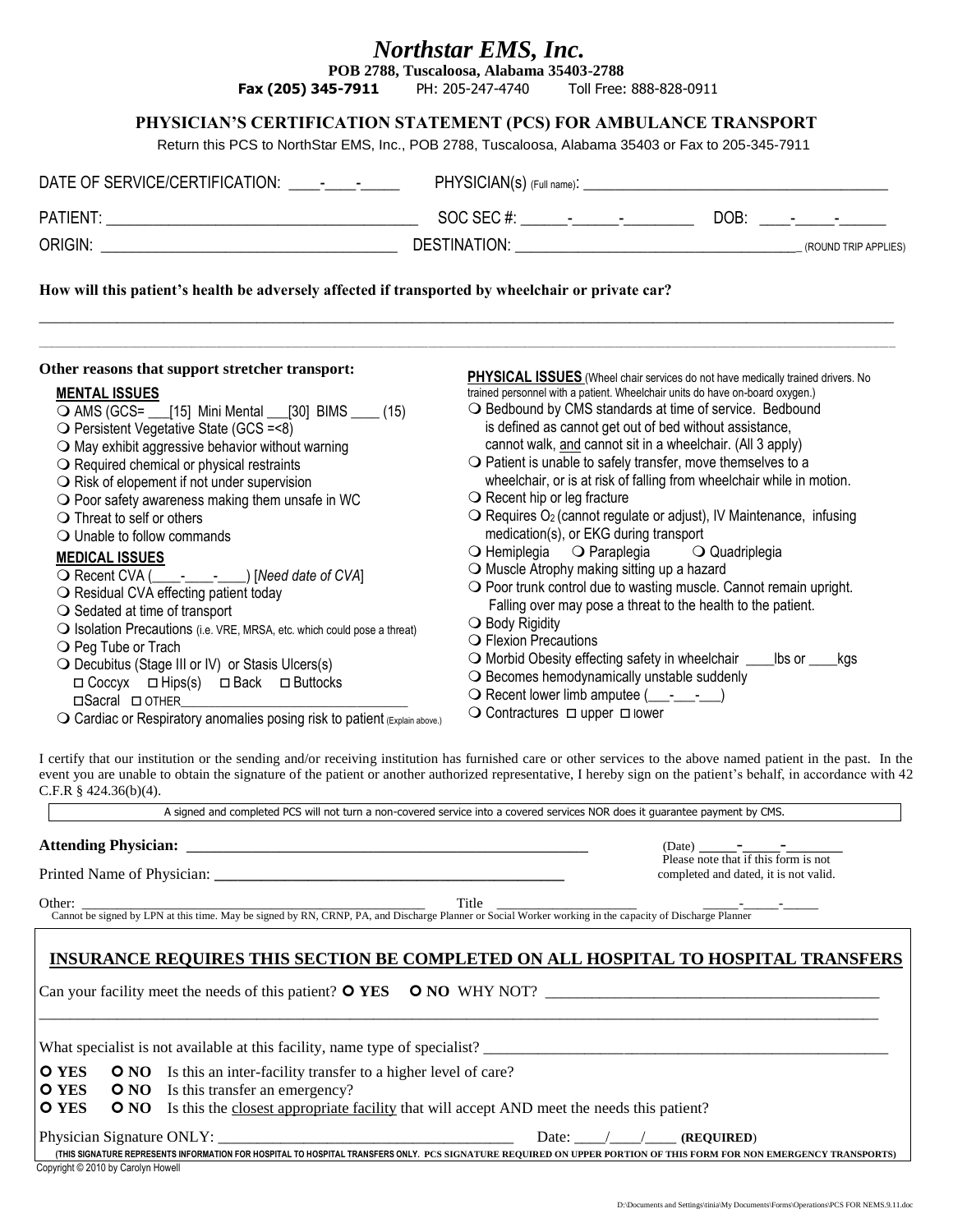# Northstar EMS, Inc.

**POB 2788, Tuscaloosa, Alabama 35403-2788**

**Fax (205) 345-7911** PH: 205-247-4740 Toll Free: 888-828-0911

## PHYSICIAN'S CERTIFICATION STATEMENT (PCS) FOR AMBULANCE TRANSPORT

Return this PCS to NorthStar EMS, Inc., POB 2788, Tuscaloosa, Alabama 35403 or Fax to 205-345-7911

DATE OF SERVICE/CERTIFICATION: \_\_\_\_-\_\_\_\_-\_\_\_\_\_ PHYSICIAN(s) (Full name): \_\_\_\_\_\_\_\_\_\_\_\_\_\_\_\_\_\_\_\_\_\_\_\_\_\_\_\_\_\_\_\_\_\_\_\_\_\_

PATIENT: \_\_\_\_\_\_\_\_\_\_\_\_\_\_\_\_\_\_\_\_\_\_\_\_\_\_\_\_\_\_\_\_\_\_\_\_\_\_ SOC SEC #: \_\_\_\_\_\_-\_\_\_\_\_\_-\_\_\_\_\_\_\_\_\_ DOB: \_\_\_\_-\_\_\_\_\_-\_\_\_\_\_\_

ORIGIN: \_\_\_\_\_\_\_\_\_\_\_\_\_\_\_\_\_\_\_\_\_\_\_\_\_\_\_\_\_\_\_\_\_\_\_\_\_\_ DESTINATION: \_\_\_\_\_\_\_\_\_\_\_\_\_\_\_\_\_\_\_\_\_\_\_\_\_\_\_\_\_\_\_\_\_\_\_\_\_\_ (ROUND TRIP APPLIES)

**How will this patient's health be adversely affected if transported by wheelchair or private car?**

\_\_\_\_\_\_\_\_\_\_\_\_\_\_\_\_\_\_\_\_\_\_\_\_\_\_\_\_\_\_\_\_\_\_\_\_\_\_\_\_\_\_\_\_\_\_\_\_\_\_\_\_\_\_\_\_\_\_\_\_\_\_\_\_\_\_\_\_\_\_\_\_\_\_\_\_\_\_\_\_\_\_\_\_\_\_\_\_\_\_\_\_\_\_\_\_\_\_\_\_\_\_

\_\_\_\_\_\_\_\_\_\_\_\_\_\_\_\_\_\_\_\_\_\_\_\_\_\_\_\_\_\_\_\_\_\_\_\_\_\_\_\_\_\_\_\_\_\_\_\_\_\_\_\_\_\_\_\_\_\_\_\_\_\_\_\_\_\_\_\_\_\_\_\_\_\_\_\_\_\_\_\_\_\_\_\_\_\_\_\_\_\_\_\_\_\_\_\_\_\_\_\_\_\_

**Other reasons that support stretcher transport:**

**MENTAL ISSUES**

- ❍ AMS (GCS= \_\_\_[15] Mini Mental \_\_\_[30] BIMS \_\_\_\_ (15)
- ❍ Persistent Vegetative State (GCS =<8)
- ❍ May exhibit aggressive behavior without warning
- ❍ Required chemical or physical restraints
- ❍ Risk of elopement if not under supervision
- ❍ Poor safety awareness making them unsafe in WC
- ❍ Threat to self or others
- ❍ Unable to follow commands

**MEDICAL ISSUES**

- ❍ Recent CVA (\_\_\_\_-\_\_\_\_-\_\_\_\_) [*Need date of CVA*]
- ❍ Residual CVA effecting patient today
- ❍ Sedated at time of transport
- ❍ Isolation Precautions (i.e. VRE, MRSA, etc. which could pose a threat)
- ❍ Peg Tube or Trach
- ❍ Decubitus (Stage III or IV) or Stasis Ulcers(s)
  - ☐ Coccyx ☐ Hips(s) ☐ Back ☐ Buttocks
  - ☐ Sacral ☐ OTHER\_\_\_\_\_\_\_\_\_\_\_\_\_\_\_\_\_\_\_\_\_\_\_\_\_\_\_\_\_\_\_\_\_\_
- ❍ Cardiac or Respiratory anomalies posing risk to patient (Explain above.)

**PHYSICAL ISSUES** (Wheel chair services do not have medically trained drivers. No trained personnel with a patient. Wheelchair units do have on-board oxygen.)

- ❍ Bedbound by CMS standards at time of service. Bedbound is defined as cannot get out of bed without assistance, cannot walk, and cannot sit in a wheelchair. (All 3 apply)
- ❍ Patient is unable to safely transfer, move themselves to a wheelchair, or is at risk of falling from wheelchair while in motion.
- ❍ Recent hip or leg fracture
- ❍ Requires $O_2$ (cannot regulate or adjust), IV Maintenance, infusing medication(s), or EKG during transport
- ❍ Hemiplegia ❍ Paraplegia ❍ Quadriplegia
- ❍ Muscle Atrophy making sitting up a hazard
- ❍ Poor trunk control due to wasting muscle. Cannot remain upright. Falling over may pose a threat to the health to the patient.
- ❍ Body Rigidity
- ❍ Flexion Precautions
- ❍ Morbid Obesity effecting safety in wheelchair \_\_\_\_lbs or \_\_\_\_kgs
- ❍ Becomes hemodynamically unstable suddenly
- ❍ Recent lower limb amputee (\_\_\_-\_\_\_-\_\_\_)
- ❍ Contractures ☐ upper ☐ lower

I certify that our institution or the sending and/or receiving institution has furnished care or other services to the above named patient in the past. In the event you are unable to obtain the signature of the patient or another authorized representative, I hereby sign on the patient's behalf, in accordance with 42 C.F.R § 424.36(b)(4).

A signed and completed PCS will not turn a non-covered service into a covered services NOR does it guarantee payment by CMS.

**Attending Physician:** \_\_\_\_\_\_\_\_\_\_\_\_\_\_\_\_\_\_\_\_\_\_\_\_\_\_\_\_\_\_\_\_\_\_\_\_\_\_\_\_\_\_\_\_\_\_\_\_\_\_\_\_ (Date) \_\_\_\_\_-\_\_\_\_\_-\_\_\_\_\_\_\_

Printed Name of Physician: \_\_\_\_\_\_\_\_\_\_\_\_\_\_\_\_\_\_\_\_\_\_\_\_\_\_\_\_\_\_\_\_\_\_\_\_\_\_\_\_\_\_\_\_\_\_\_\_

Please note that if this form is not completed and dated, it is not valid.

Other: \_\_\_\_\_\_\_\_\_\_\_\_\_\_\_\_\_\_\_\_\_\_\_\_\_\_\_\_\_\_\_\_\_\_\_\_\_\_\_\_\_\_\_\_\_\_\_\_\_\_\_\_ Title \_\_\_\_\_\_\_\_\_\_\_\_\_\_\_\_\_\_\_\_\_ \_\_\_\_\_-\_\_\_\_\_-\_\_\_\_\_

Cannot be signed by LPN at this time. May be signed by RN, CRNP, PA, and Discharge Planner or Social Worker working in the capacity of Discharge Planner

## INSURANCE REQUIRES THIS SECTION BE COMPLETED ON ALL HOSPITAL TO HOSPITAL TRANSFERS

Can your facility meet the needs of this patient? **O YES O NO** WHY NOT? \_\_\_\_\_\_\_\_\_\_\_\_\_\_\_\_\_\_\_\_\_\_\_\_\_\_\_\_\_\_\_\_\_\_\_\_\_\_\_\_\_\_\_\_

\_\_\_\_\_\_\_\_\_\_\_\_\_\_\_\_\_\_\_\_\_\_\_\_\_\_\_\_\_\_\_\_\_\_\_\_\_\_\_\_\_\_\_\_\_\_\_\_\_\_\_\_\_\_\_\_\_\_\_\_\_\_\_\_\_\_\_\_\_\_\_\_\_\_\_\_\_\_\_\_\_\_\_\_\_\_\_\_\_\_\_\_\_\_\_\_\_\_\_\_\_\_

What specialist is not available at this facility, name type of specialist? \_\_\_\_\_\_\_\_\_\_\_\_\_\_\_\_\_\_\_\_\_\_\_\_\_\_\_\_\_\_\_\_\_\_\_\_\_\_\_\_\_\_\_\_\_\_\_\_\_\_\_\_\_

- **O YES O NO** Is this an inter-facility transfer to a higher level of care?
- **O YES O NO** Is this transfer an emergency?
- **O YES O NO** Is this the closest appropriate facility that will accept AND meet the needs this patient?

Physician Signature ONLY: \_\_\_\_\_\_\_\_\_\_\_\_\_\_\_\_\_\_\_\_\_\_\_\_\_\_\_\_\_\_\_\_\_\_\_\_\_\_\_\_ Date: \_\_\_\_/\_\_\_\_/\_\_\_\_ **(REQUIRED)**

**(THIS SIGNATURE REPRESENTS INFORMATION FOR HOSPITAL TO HOSPITAL TRANSFERS ONLY. PCS SIGNATURE REQUIRED ON UPPER PORTION OF THIS FORM FOR NON EMERGENCY TRANSPORTS)**

Copyright © 2010 by Carolyn Howell

D:\Documents and Settings\tinia\My Documents\Forms\Operations\PCS FOR NEMS.9.11.doc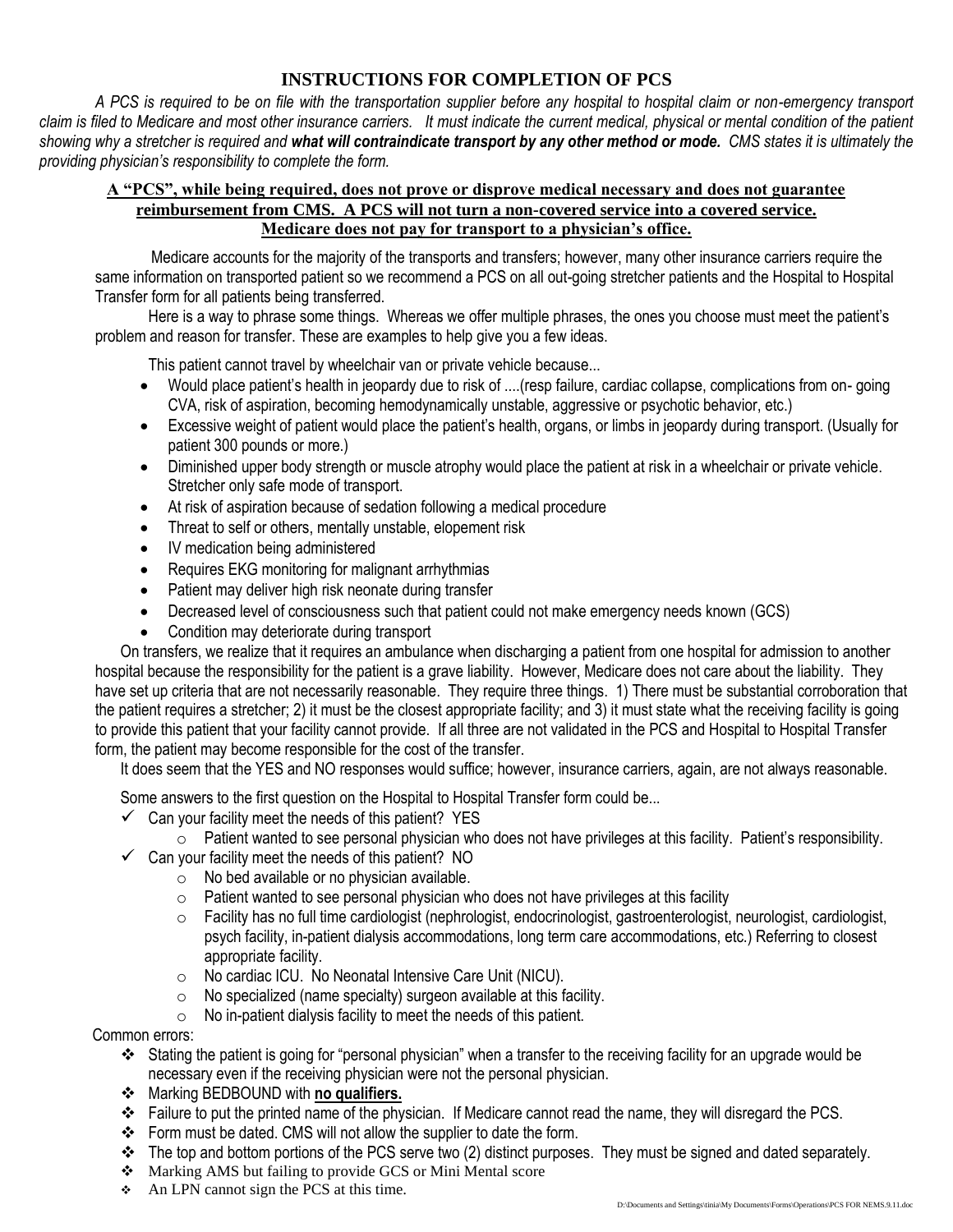# INSTRUCTIONS FOR COMPLETION OF PCS

*A PCS is required to be on file with the transportation supplier before any hospital to hospital claim or non-emergency transport claim is filed to Medicare and most other insurance carriers. It must indicate the current medical, physical or mental condition of the patient showing why a stretcher is required and **what will contraindicate transport by any other method or mode.** CMS states it is ultimately the providing physician's responsibility to complete the form.*

**A "PCS", while being required, does not prove or disprove medical necessary and does not guarantee reimbursement from CMS. A PCS will not turn a non-covered service into a covered service. Medicare does not pay for transport to a physician's office.**

Medicare accounts for the majority of the transports and transfers; however, many other insurance carriers require the same information on transported patient so we recommend a PCS on all out-going stretcher patients and the Hospital to Hospital Transfer form for all patients being transferred.

Here is a way to phrase some things. Whereas we offer multiple phrases, the ones you choose must meet the patient's problem and reason for transfer. These are examples to help give you a few ideas.

This patient cannot travel by wheelchair van or private vehicle because...

- Would place patient's health in jeopardy due to risk of ....(resp failure, cardiac collapse, complications from on- going CVA, risk of aspiration, becoming hemodynamically unstable, aggressive or psychotic behavior, etc.)
- Excessive weight of patient would place the patient's health, organs, or limbs in jeopardy during transport. (Usually for patient 300 pounds or more.)
- Diminished upper body strength or muscle atrophy would place the patient at risk in a wheelchair or private vehicle. Stretcher only safe mode of transport.
- At risk of aspiration because of sedation following a medical procedure
- Threat to self or others, mentally unstable, elopement risk
- IV medication being administered
- Requires EKG monitoring for malignant arrhythmias
- Patient may deliver high risk neonate during transfer
- Decreased level of consciousness such that patient could not make emergency needs known (GCS)
- Condition may deteriorate during transport

On transfers, we realize that it requires an ambulance when discharging a patient from one hospital for admission to another hospital because the responsibility for the patient is a grave liability. However, Medicare does not care about the liability. They have set up criteria that are not necessarily reasonable. They require three things. 1) There must be substantial corroboration that the patient requires a stretcher; 2) it must be the closest appropriate facility; and 3) it must state what the receiving facility is going to provide this patient that your facility cannot provide. If all three are not validated in the PCS and Hospital to Hospital Transfer form, the patient may become responsible for the cost of the transfer.

It does seem that the YES and NO responses would suffice; however, insurance carriers, again, are not always reasonable.

Some answers to the first question on the Hospital to Hospital Transfer form could be...

- ✓ Can your facility meet the needs of this patient? YES
  - Patient wanted to see personal physician who does not have privileges at this facility. Patient's responsibility.
- ✓ Can your facility meet the needs of this patient? NO
  - No bed available or no physician available.
  - Patient wanted to see personal physician who does not have privileges at this facility
  - Facility has no full time cardiologist (nephrologist, endocrinologist, gastroenterologist, neurologist, cardiologist, psych facility, in-patient dialysis accommodations, long term care accommodations, etc.) Referring to closest appropriate facility.
  - No cardiac ICU. No Neonatal Intensive Care Unit (NICU).
  - No specialized (name specialty) surgeon available at this facility.
  - No in-patient dialysis facility to meet the needs of this patient.

Common errors:

- ❖ Stating the patient is going for "personal physician" when a transfer to the receiving facility for an upgrade would be necessary even if the receiving physician were not the personal physician.
- ❖ Marking BEDBOUND with **no qualifiers.**
- ❖ Failure to put the printed name of the physician. If Medicare cannot read the name, they will disregard the PCS.
- ❖ Form must be dated. CMS will not allow the supplier to date the form.
- ❖ The top and bottom portions of the PCS serve two (2) distinct purposes. They must be signed and dated separately.
- ❖ Marking AMS but failing to provide GCS or Mini Mental score
- ❖ An LPN cannot sign the PCS at this time.

D:\Documents and Settings\tinia\My Documents\Forms\Operations\PCS FOR NEMS.9.11.doc